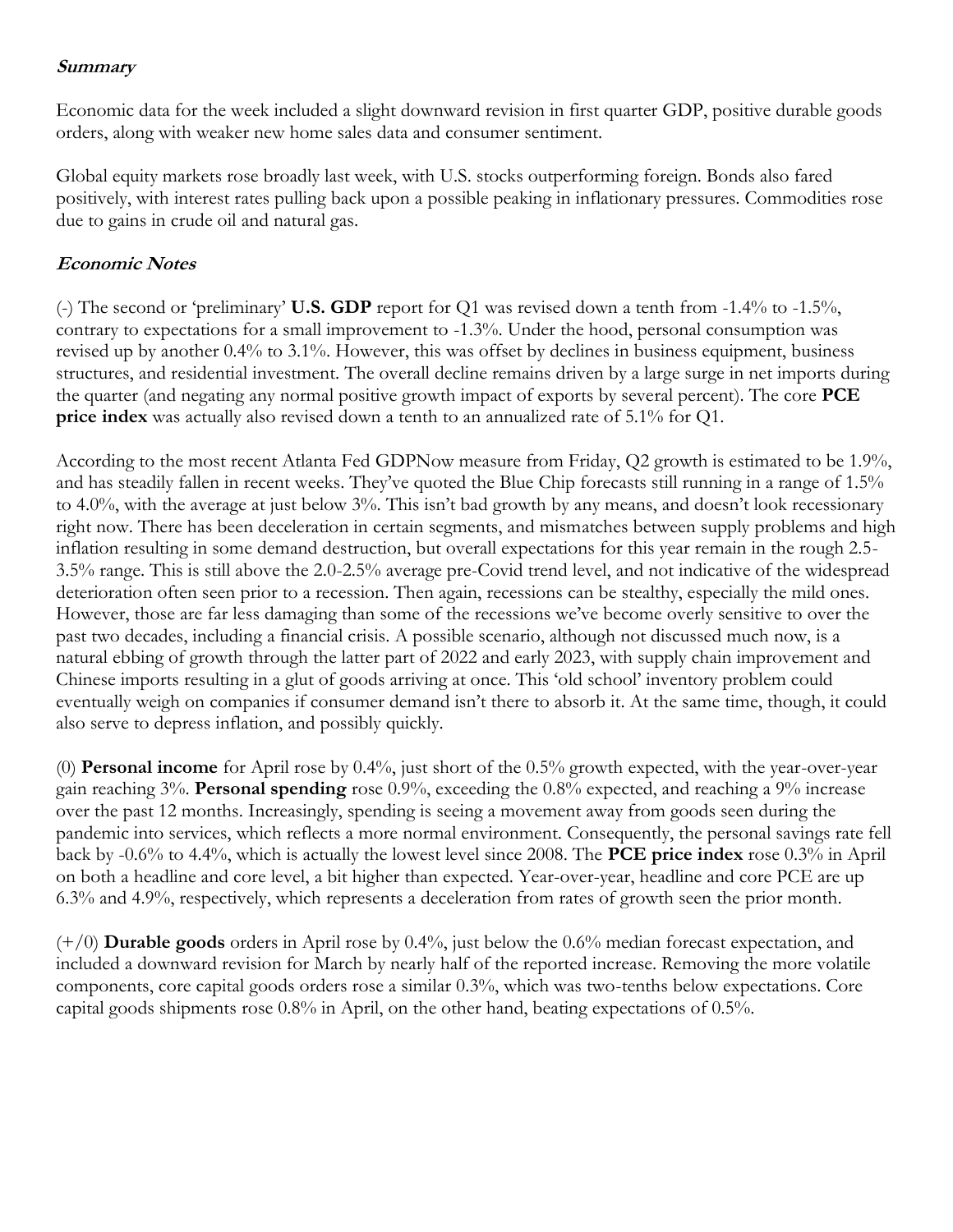## ***Summary***

Economic data for the week included a slight downward revision in first quarter GDP, positive durable goods orders, along with weaker new home sales data and consumer sentiment.

Global equity markets rose broadly last week, with U.S. stocks outperforming foreign. Bonds also fared positively, with interest rates pulling back upon a possible peaking in inflationary pressures. Commodities rose due to gains in crude oil and natural gas.

## ***Economic Notes***

(-) The second or 'preliminary' **U.S. GDP** report for Q1 was revised down a tenth from -1.4% to -1.5%, contrary to expectations for a small improvement to -1.3%. Under the hood, personal consumption was revised up by another 0.4% to 3.1%. However, this was offset by declines in business equipment, business structures, and residential investment. The overall decline remains driven by a large surge in net imports during the quarter (and negating any normal positive growth impact of exports by several percent). The core **PCE price index** was actually also revised down a tenth to an annualized rate of 5.1% for Q1.

According to the most recent Atlanta Fed GDPNow measure from Friday, Q2 growth is estimated to be 1.9%, and has steadily fallen in recent weeks. They've quoted the Blue Chip forecasts still running in a range of 1.5% to 4.0%, with the average at just below 3%. This isn't bad growth by any means, and doesn't look recessionary right now. There has been deceleration in certain segments, and mismatches between supply problems and high inflation resulting in some demand destruction, but overall expectations for this year remain in the rough 2.5-3.5% range. This is still above the 2.0-2.5% average pre-Covid trend level, and not indicative of the widespread deterioration often seen prior to a recession. Then again, recessions can be stealthy, especially the mild ones. However, those are far less damaging than some of the recessions we've become overly sensitive to over the past two decades, including a financial crisis. A possible scenario, although not discussed much now, is a natural ebbing of growth through the latter part of 2022 and early 2023, with supply chain improvement and Chinese imports resulting in a glut of goods arriving at once. This 'old school' inventory problem could eventually weigh on companies if consumer demand isn't there to absorb it. At the same time, though, it could also serve to depress inflation, and possibly quickly.

(0) **Personal income** for April rose by 0.4%, just short of the 0.5% growth expected, with the year-over-year gain reaching 3%. **Personal spending** rose 0.9%, exceeding the 0.8% expected, and reaching a 9% increase over the past 12 months. Increasingly, spending is seeing a movement away from goods seen during the pandemic into services, which reflects a more normal environment. Consequently, the personal savings rate fell back by -0.6% to 4.4%, which is actually the lowest level since 2008. The **PCE price index** rose 0.3% in April on both a headline and core level, a bit higher than expected. Year-over-year, headline and core PCE are up 6.3% and 4.9%, respectively, which represents a deceleration from rates of growth seen the prior month.

(+/0) **Durable goods** orders in April rose by 0.4%, just below the 0.6% median forecast expectation, and included a downward revision for March by nearly half of the reported increase. Removing the more volatile components, core capital goods orders rose a similar 0.3%, which was two-tenths below expectations. Core capital goods shipments rose 0.8% in April, on the other hand, beating expectations of 0.5%.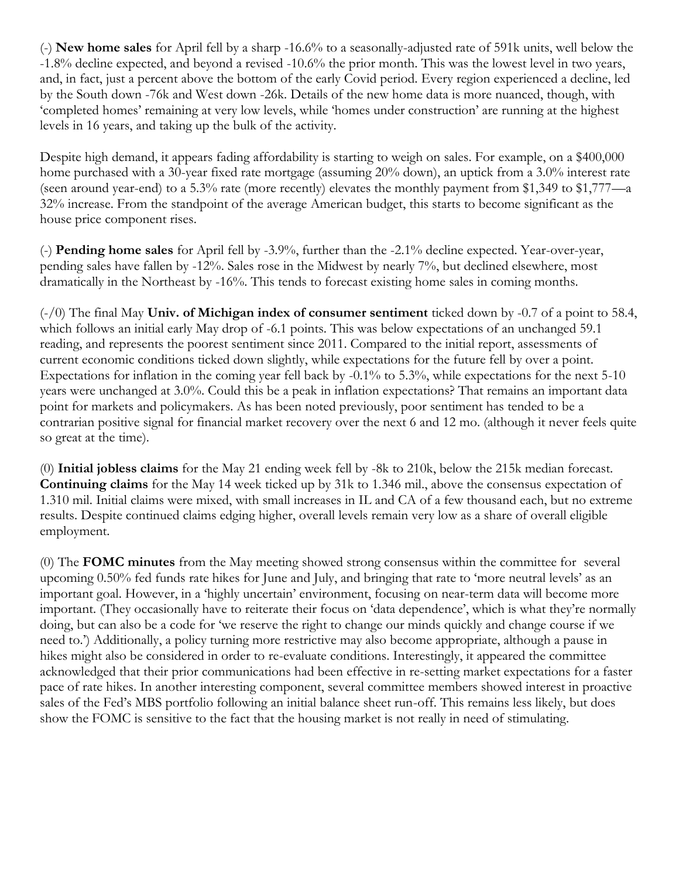(-) **New home sales** for April fell by a sharp -16.6% to a seasonally-adjusted rate of 591k units, well below the -1.8% decline expected, and beyond a revised -10.6% the prior month. This was the lowest level in two years, and, in fact, just a percent above the bottom of the early Covid period. Every region experienced a decline, led by the South down -76k and West down -26k. Details of the new home data is more nuanced, though, with 'completed homes' remaining at very low levels, while 'homes under construction' are running at the highest levels in 16 years, and taking up the bulk of the activity.

Despite high demand, it appears fading affordability is starting to weigh on sales. For example, on a $400,000 home purchased with a 30-year fixed rate mortgage (assuming 20% down), an uptick from a 3.0% interest rate (seen around year-end) to a 5.3% rate (more recently) elevates the monthly payment from $1,349 to $1,777—a 32% increase. From the standpoint of the average American budget, this starts to become significant as the house price component rises.

(-) **Pending home sales** for April fell by -3.9%, further than the -2.1% decline expected. Year-over-year, pending sales have fallen by -12%. Sales rose in the Midwest by nearly 7%, but declined elsewhere, most dramatically in the Northeast by -16%. This tends to forecast existing home sales in coming months.

(-/0) The final May **Univ. of Michigan index of consumer sentiment** ticked down by -0.7 of a point to 58.4, which follows an initial early May drop of -6.1 points. This was below expectations of an unchanged 59.1 reading, and represents the poorest sentiment since 2011. Compared to the initial report, assessments of current economic conditions ticked down slightly, while expectations for the future fell by over a point. Expectations for inflation in the coming year fell back by -0.1% to 5.3%, while expectations for the next 5-10 years were unchanged at 3.0%. Could this be a peak in inflation expectations? That remains an important data point for markets and policymakers. As has been noted previously, poor sentiment has tended to be a contrarian positive signal for financial market recovery over the next 6 and 12 mo. (although it never feels quite so great at the time).

(0) **Initial jobless claims** for the May 21 ending week fell by -8k to 210k, below the 215k median forecast. **Continuing claims** for the May 14 week ticked up by 31k to 1.346 mil., above the consensus expectation of 1.310 mil. Initial claims were mixed, with small increases in IL and CA of a few thousand each, but no extreme results. Despite continued claims edging higher, overall levels remain very low as a share of overall eligible employment.

(0) The **FOMC minutes** from the May meeting showed strong consensus within the committee for several upcoming 0.50% fed funds rate hikes for June and July, and bringing that rate to 'more neutral levels' as an important goal. However, in a 'highly uncertain' environment, focusing on near-term data will become more important. (They occasionally have to reiterate their focus on 'data dependence', which is what they're normally doing, but can also be a code for 'we reserve the right to change our minds quickly and change course if we need to.') Additionally, a policy turning more restrictive may also become appropriate, although a pause in hikes might also be considered in order to re-evaluate conditions. Interestingly, it appeared the committee acknowledged that their prior communications had been effective in re-setting market expectations for a faster pace of rate hikes. In another interesting component, several committee members showed interest in proactive sales of the Fed's MBS portfolio following an initial balance sheet run-off. This remains less likely, but does show the FOMC is sensitive to the fact that the housing market is not really in need of stimulating.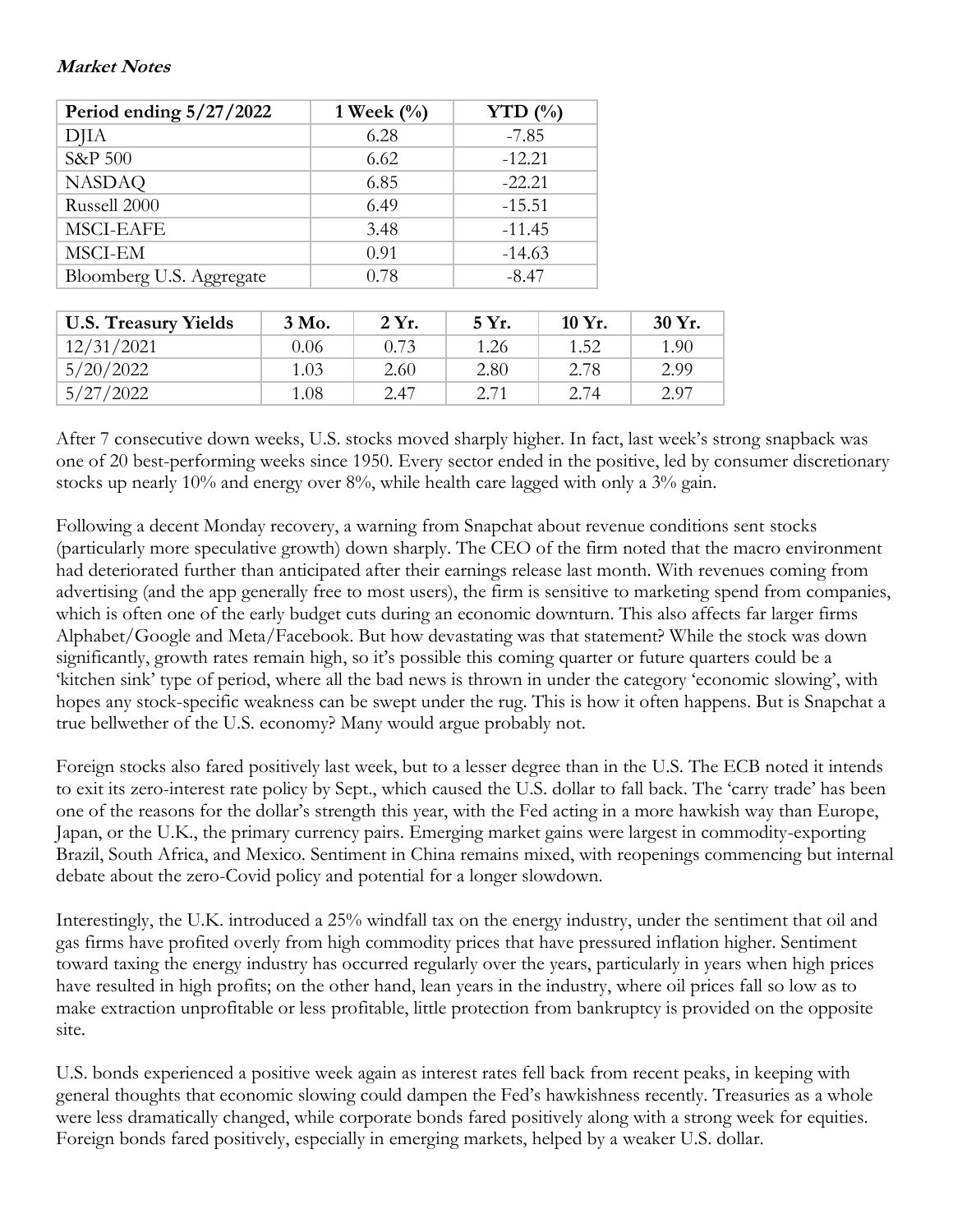***Market Notes***

| Period ending 5/27/2022 | 1 Week (%) | YTD (%) |
|---|---|---|
| DJIA | 6.28 | -7.85 |
| S&P 500 | 6.62 | -12.21 |
| NASDAQ | 6.85 | -22.21 |
| Russell 2000 | 6.49 | -15.51 |
| MSCI-EAFE | 3.48 | -11.45 |
| MSCI-EM | 0.91 | -14.63 |
| Bloomberg U.S. Aggregate | 0.78 | -8.47 |

| U.S. Treasury Yields | 3 Mo. | 2 Yr. | 5 Yr. | 10 Yr. | 30 Yr. |
|---|---|---|---|---|---|
| 12/31/2021 | 0.06 | 0.73 | 1.26 | 1.52 | 1.90 |
| 5/20/2022 | 1.03 | 2.60 | 2.80 | 2.78 | 2.99 |
| 5/27/2022 | 1.08 | 2.47 | 2.71 | 2.74 | 2.97 |

After 7 consecutive down weeks, U.S. stocks moved sharply higher. In fact, last week's strong snapback was one of 20 best-performing weeks since 1950. Every sector ended in the positive, led by consumer discretionary stocks up nearly 10% and energy over 8%, while health care lagged with only a 3% gain.

Following a decent Monday recovery, a warning from Snapchat about revenue conditions sent stocks (particularly more speculative growth) down sharply. The CEO of the firm noted that the macro environment had deteriorated further than anticipated after their earnings release last month. With revenues coming from advertising (and the app generally free to most users), the firm is sensitive to marketing spend from companies, which is often one of the early budget cuts during an economic downturn. This also affects far larger firms Alphabet/Google and Meta/Facebook. But how devastating was that statement? While the stock was down significantly, growth rates remain high, so it's possible this coming quarter or future quarters could be a 'kitchen sink' type of period, where all the bad news is thrown in under the category 'economic slowing', with hopes any stock-specific weakness can be swept under the rug. This is how it often happens. But is Snapchat a true bellwether of the U.S. economy? Many would argue probably not.

Foreign stocks also fared positively last week, but to a lesser degree than in the U.S. The ECB noted it intends to exit its zero-interest rate policy by Sept., which caused the U.S. dollar to fall back. The 'carry trade' has been one of the reasons for the dollar's strength this year, with the Fed acting in a more hawkish way than Europe, Japan, or the U.K., the primary currency pairs. Emerging market gains were largest in commodity-exporting Brazil, South Africa, and Mexico. Sentiment in China remains mixed, with reopenings commencing but internal debate about the zero-Covid policy and potential for a longer slowdown.

Interestingly, the U.K. introduced a 25% windfall tax on the energy industry, under the sentiment that oil and gas firms have profited overly from high commodity prices that have pressured inflation higher. Sentiment toward taxing the energy industry has occurred regularly over the years, particularly in years when high prices have resulted in high profits; on the other hand, lean years in the industry, where oil prices fall so low as to make extraction unprofitable or less profitable, little protection from bankruptcy is provided on the opposite site.

U.S. bonds experienced a positive week again as interest rates fell back from recent peaks, in keeping with general thoughts that economic slowing could dampen the Fed's hawkishness recently. Treasuries as a whole were less dramatically changed, while corporate bonds fared positively along with a strong week for equities. Foreign bonds fared positively, especially in emerging markets, helped by a weaker U.S. dollar.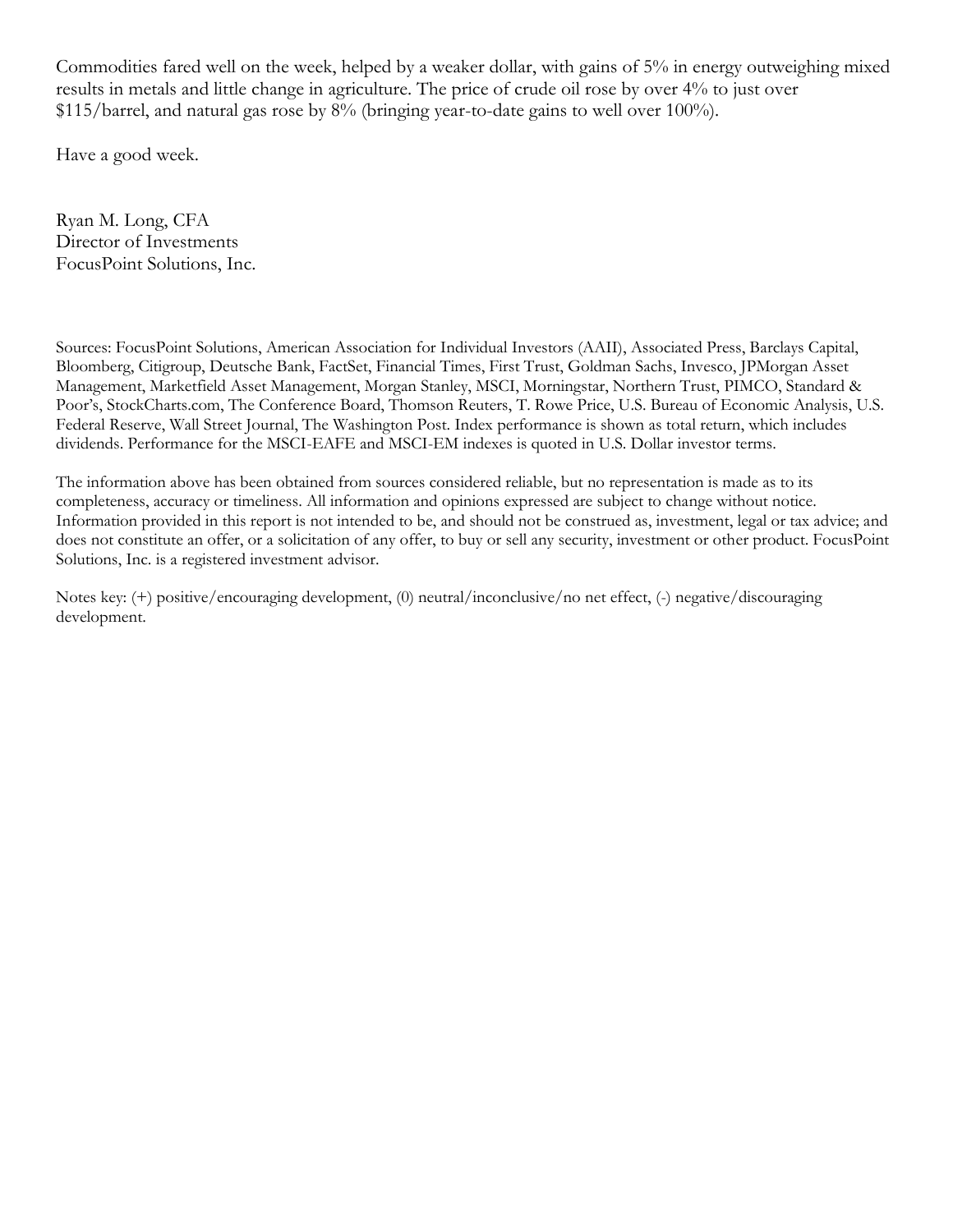Commodities fared well on the week, helped by a weaker dollar, with gains of 5% in energy outweighing mixed results in metals and little change in agriculture. The price of crude oil rose by over 4% to just over $115/barrel, and natural gas rose by 8% (bringing year-to-date gains to well over 100%).

Have a good week.

Ryan M. Long, CFA  
Director of Investments  
FocusPoint Solutions, Inc.

Sources: FocusPoint Solutions, American Association for Individual Investors (AAII), Associated Press, Barclays Capital, Bloomberg, Citigroup, Deutsche Bank, FactSet, Financial Times, First Trust, Goldman Sachs, Invesco, JPMorgan Asset Management, Marketfield Asset Management, Morgan Stanley, MSCI, Morningstar, Northern Trust, PIMCO, Standard & Poor's, StockCharts.com, The Conference Board, Thomson Reuters, T. Rowe Price, U.S. Bureau of Economic Analysis, U.S. Federal Reserve, Wall Street Journal, The Washington Post. Index performance is shown as total return, which includes dividends. Performance for the MSCI-EAFE and MSCI-EM indexes is quoted in U.S. Dollar investor terms.

The information above has been obtained from sources considered reliable, but no representation is made as to its completeness, accuracy or timeliness. All information and opinions expressed are subject to change without notice. Information provided in this report is not intended to be, and should not be construed as, investment, legal or tax advice; and does not constitute an offer, or a solicitation of any offer, to buy or sell any security, investment or other product. FocusPoint Solutions, Inc. is a registered investment advisor.

Notes key: (+) positive/encouraging development, (0) neutral/inconclusive/no net effect, (-) negative/discouraging development.